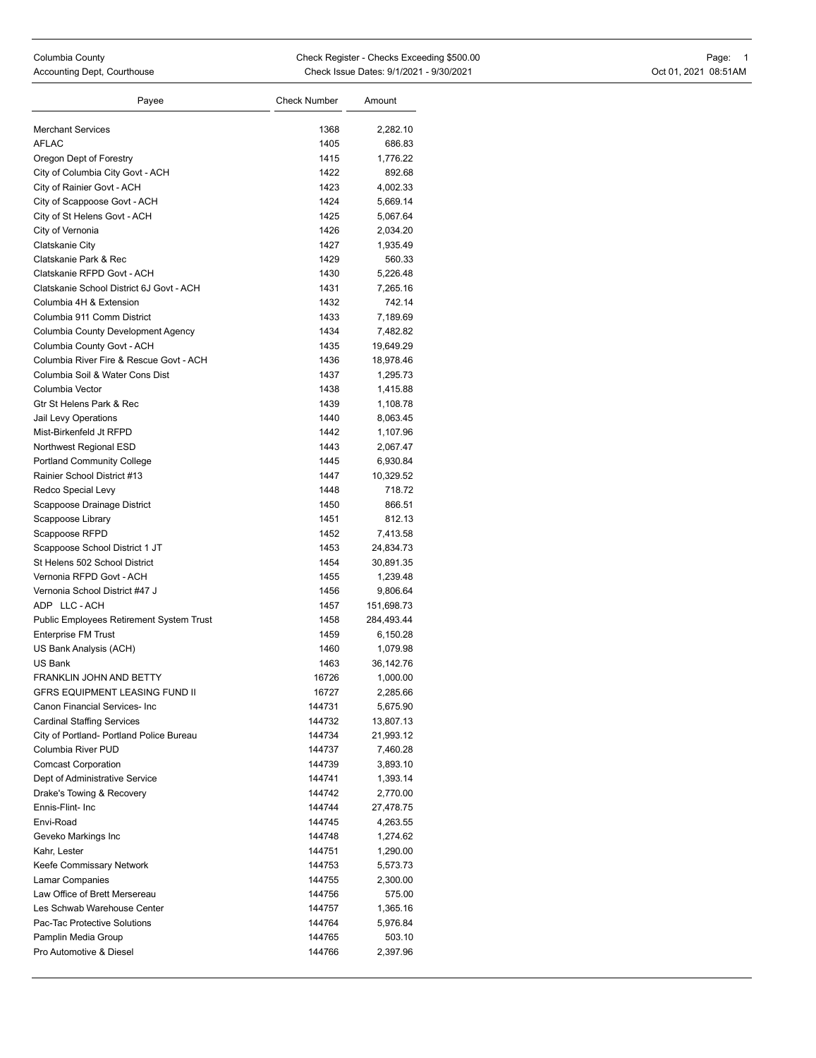Columbia County
Accounting Dept, Courthouse

Check Register - Checks Exceeding $500.00
Check Issue Dates: 9/1/2021 - 9/30/2021

Oct 01, 2021 08:51AM

| Payee | Check Number | Amount |
|---|---|---|
| Merchant Services | 1368 | 2,282.10 |
| AFLAC | 1405 | 686.83 |
| Oregon Dept of Forestry | 1415 | 1,776.22 |
| City of Columbia City Govt - ACH | 1422 | 892.68 |
| City of Rainier Govt - ACH | 1423 | 4,002.33 |
| City of Scappoose Govt - ACH | 1424 | 5,669.14 |
| City of St Helens Govt - ACH | 1425 | 5,067.64 |
| City of Vernonia | 1426 | 2,034.20 |
| Clatskanie City | 1427 | 1,935.49 |
| Clatskanie Park & Rec | 1429 | 560.33 |
| Clatskanie RFPD Govt - ACH | 1430 | 5,226.48 |
| Clatskanie School District 6J Govt - ACH | 1431 | 7,265.16 |
| Columbia 4H & Extension | 1432 | 742.14 |
| Columbia 911 Comm District | 1433 | 7,189.69 |
| Columbia County Development Agency | 1434 | 7,482.82 |
| Columbia County Govt - ACH | 1435 | 19,649.29 |
| Columbia River Fire & Rescue Govt - ACH | 1436 | 18,978.46 |
| Columbia Soil & Water Cons Dist | 1437 | 1,295.73 |
| Columbia Vector | 1438 | 1,415.88 |
| Gtr St Helens Park & Rec | 1439 | 1,108.78 |
| Jail Levy Operations | 1440 | 8,063.45 |
| Mist-Birkenfeld Jt RFPD | 1442 | 1,107.96 |
| Northwest Regional ESD | 1443 | 2,067.47 |
| Portland Community College | 1445 | 6,930.84 |
| Rainier School District #13 | 1447 | 10,329.52 |
| Redco Special Levy | 1448 | 718.72 |
| Scappoose Drainage District | 1450 | 866.51 |
| Scappoose Library | 1451 | 812.13 |
| Scappoose RFPD | 1452 | 7,413.58 |
| Scappoose School District 1 JT | 1453 | 24,834.73 |
| St Helens 502 School District | 1454 | 30,891.35 |
| Vernonia RFPD Govt - ACH | 1455 | 1,239.48 |
| Vernonia School District #47 J | 1456 | 9,806.64 |
| ADP LLC - ACH | 1457 | 151,698.73 |
| Public Employees Retirement System Trust | 1458 | 284,493.44 |
| Enterprise FM Trust | 1459 | 6,150.28 |
| US Bank Analysis (ACH) | 1460 | 1,079.98 |
| US Bank | 1463 | 36,142.76 |
| FRANKLIN JOHN AND BETTY | 16726 | 1,000.00 |
| GFRS EQUIPMENT LEASING FUND II | 16727 | 2,285.66 |
| Canon Financial Services- Inc | 144731 | 5,675.90 |
| Cardinal Staffing Services | 144732 | 13,807.13 |
| City of Portland- Portland Police Bureau | 144734 | 21,993.12 |
| Columbia River PUD | 144737 | 7,460.28 |
| Comcast Corporation | 144739 | 3,893.10 |
| Dept of Administrative Service | 144741 | 1,393.14 |
| Drake's Towing & Recovery | 144742 | 2,770.00 |
| Ennis-Flint- Inc | 144744 | 27,478.75 |
| Envi-Road | 144745 | 4,263.55 |
| Geveko Markings Inc | 144748 | 1,274.62 |
| Kahr, Lester | 144751 | 1,290.00 |
| Keefe Commissary Network | 144753 | 5,573.73 |
| Lamar Companies | 144755 | 2,300.00 |
| Law Office of Brett Mersereau | 144756 | 575.00 |
| Les Schwab Warehouse Center | 144757 | 1,365.16 |
| Pac-Tac Protective Solutions | 144764 | 5,976.84 |
| Pamplin Media Group | 144765 | 503.10 |
| Pro Automotive & Diesel | 144766 | 2,397.96 |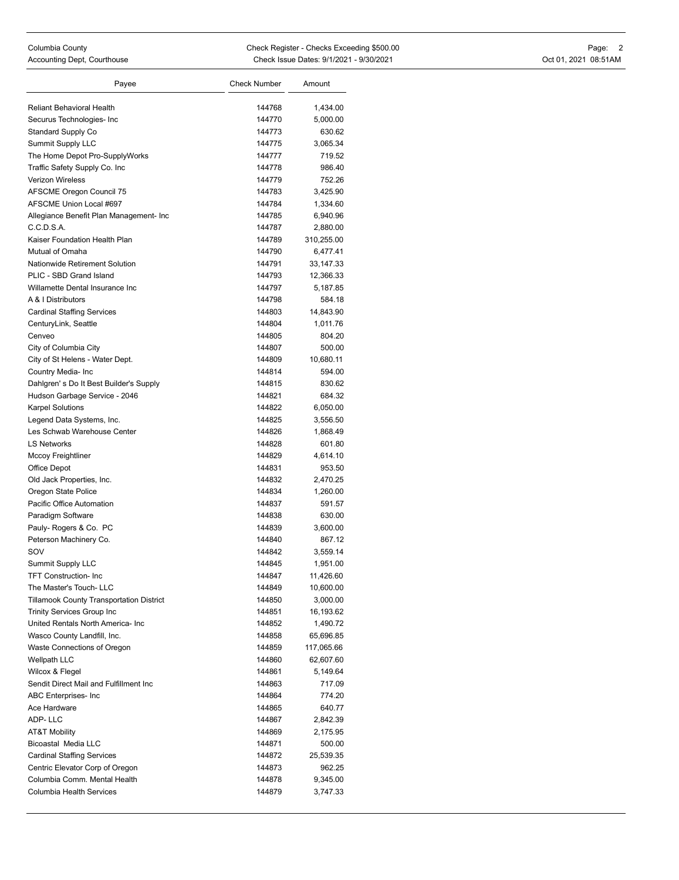| Payee | Check Number | Amount |
|---|---|---|
| Reliant Behavioral Health | 144768 | 1,434.00 |
| Securus Technologies- Inc | 144770 | 5,000.00 |
| Standard Supply Co | 144773 | 630.62 |
| Summit Supply LLC | 144775 | 3,065.34 |
| The Home Depot Pro-SupplyWorks | 144777 | 719.52 |
| Traffic Safety Supply Co. Inc | 144778 | 986.40 |
| Verizon Wireless | 144779 | 752.26 |
| AFSCME Oregon Council 75 | 144783 | 3,425.90 |
| AFSCME Union Local #697 | 144784 | 1,334.60 |
| Allegiance Benefit Plan Management- Inc | 144785 | 6,940.96 |
| C.C.D.S.A. | 144787 | 2,880.00 |
| Kaiser Foundation Health Plan | 144789 | 310,255.00 |
| Mutual of Omaha | 144790 | 6,477.41 |
| Nationwide Retirement Solution | 144791 | 33,147.33 |
| PLIC - SBD Grand Island | 144793 | 12,366.33 |
| Willamette Dental Insurance Inc | 144797 | 5,187.85 |
| A & I Distributors | 144798 | 584.18 |
| Cardinal Staffing Services | 144803 | 14,843.90 |
| CenturyLink, Seattle | 144804 | 1,011.76 |
| Cenveo | 144805 | 804.20 |
| City of Columbia City | 144807 | 500.00 |
| City of St Helens - Water Dept. | 144809 | 10,680.11 |
| Country Media- Inc | 144814 | 594.00 |
| Dahlgren' s Do It Best Builder's Supply | 144815 | 830.62 |
| Hudson Garbage Service - 2046 | 144821 | 684.32 |
| Karpel Solutions | 144822 | 6,050.00 |
| Legend Data Systems, Inc. | 144825 | 3,556.50 |
| Les Schwab Warehouse Center | 144826 | 1,868.49 |
| LS Networks | 144828 | 601.80 |
| Mccoy Freightliner | 144829 | 4,614.10 |
| Office Depot | 144831 | 953.50 |
| Old Jack Properties, Inc. | 144832 | 2,470.25 |
| Oregon State Police | 144834 | 1,260.00 |
| Pacific Office Automation | 144837 | 591.57 |
| Paradigm Software | 144838 | 630.00 |
| Pauly- Rogers & Co. PC | 144839 | 3,600.00 |
| Peterson Machinery Co. | 144840 | 867.12 |
| SOV | 144842 | 3,559.14 |
| Summit Supply LLC | 144845 | 1,951.00 |
| TFT Construction- Inc | 144847 | 11,426.60 |
| The Master's Touch- LLC | 144849 | 10,600.00 |
| Tillamook County Transportation District | 144850 | 3,000.00 |
| Trinity Services Group Inc | 144851 | 16,193.62 |
| United Rentals North America- Inc | 144852 | 1,490.72 |
| Wasco County Landfill, Inc. | 144858 | 65,696.85 |
| Waste Connections of Oregon | 144859 | 117,065.66 |
| Wellpath LLC | 144860 | 62,607.60 |
| Wilcox & Flegel | 144861 | 5,149.64 |
| Sendit Direct Mail and Fulfillment Inc | 144863 | 717.09 |
| ABC Enterprises- Inc | 144864 | 774.20 |
| Ace Hardware | 144865 | 640.77 |
| ADP- LLC | 144867 | 2,842.39 |
| AT&T Mobility | 144869 | 2,175.95 |
| Bicoastal Media LLC | 144871 | 500.00 |
| Cardinal Staffing Services | 144872 | 25,539.35 |
| Centric Elevator Corp of Oregon | 144873 | 962.25 |
| Columbia Comm. Mental Health | 144878 | 9,345.00 |
| Columbia Health Services | 144879 | 3,747.33 |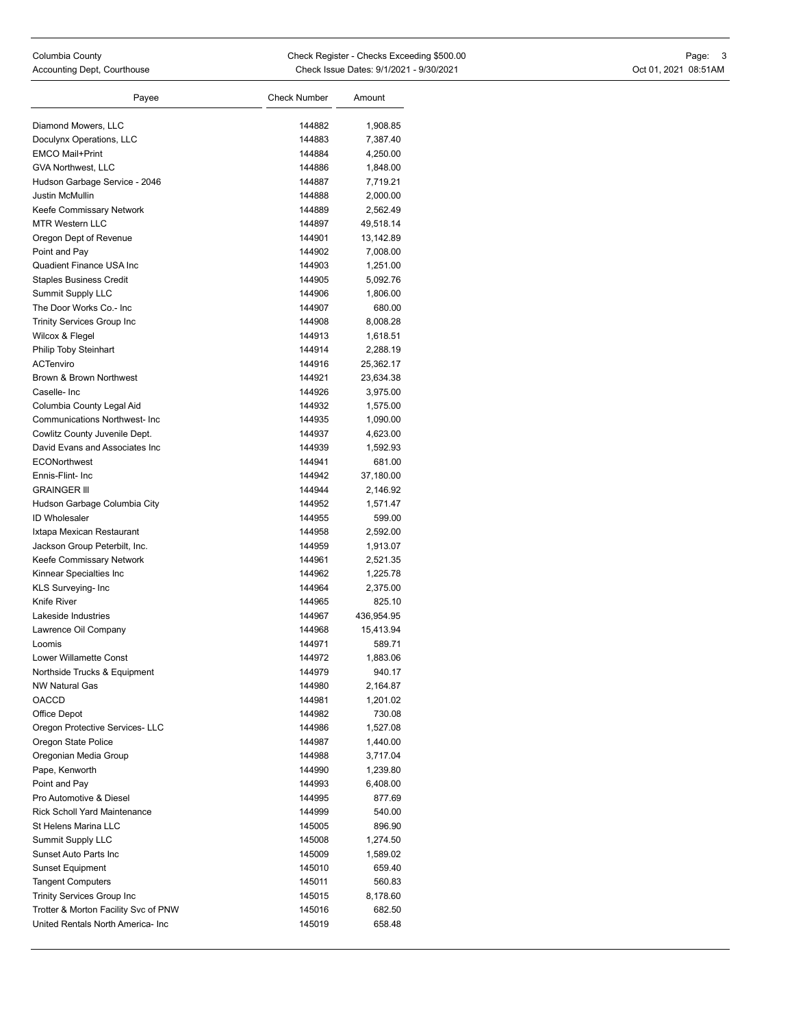| Payee | Check Number | Amount |
|---|---|---|
| Diamond Mowers, LLC | 144882 | 1,908.85 |
| Doculynx Operations, LLC | 144883 | 7,387.40 |
| EMCO Mail+Print | 144884 | 4,250.00 |
| GVA Northwest, LLC | 144886 | 1,848.00 |
| Hudson Garbage Service - 2046 | 144887 | 7,719.21 |
| Justin McMullin | 144888 | 2,000.00 |
| Keefe Commissary Network | 144889 | 2,562.49 |
| MTR Western LLC | 144897 | 49,518.14 |
| Oregon Dept of Revenue | 144901 | 13,142.89 |
| Point and Pay | 144902 | 7,008.00 |
| Quadient Finance USA Inc | 144903 | 1,251.00 |
| Staples Business Credit | 144905 | 5,092.76 |
| Summit Supply LLC | 144906 | 1,806.00 |
| The Door Works Co.- Inc | 144907 | 680.00 |
| Trinity Services Group Inc | 144908 | 8,008.28 |
| Wilcox & Flegel | 144913 | 1,618.51 |
| Philip Toby Steinhart | 144914 | 2,288.19 |
| ACTenviro | 144916 | 25,362.17 |
| Brown & Brown Northwest | 144921 | 23,634.38 |
| Caselle- Inc | 144926 | 3,975.00 |
| Columbia County Legal Aid | 144932 | 1,575.00 |
| Communications Northwest- Inc | 144935 | 1,090.00 |
| Cowlitz County Juvenile Dept. | 144937 | 4,623.00 |
| David Evans and Associates Inc | 144939 | 1,592.93 |
| ECONorthwest | 144941 | 681.00 |
| Ennis-Flint- Inc | 144942 | 37,180.00 |
| GRAINGER lll | 144944 | 2,146.92 |
| Hudson Garbage Columbia City | 144952 | 1,571.47 |
| ID Wholesaler | 144955 | 599.00 |
| Ixtapa Mexican Restaurant | 144958 | 2,592.00 |
| Jackson Group Peterbilt, Inc. | 144959 | 1,913.07 |
| Keefe Commissary Network | 144961 | 2,521.35 |
| Kinnear Specialties Inc | 144962 | 1,225.78 |
| KLS Surveying- Inc | 144964 | 2,375.00 |
| Knife River | 144965 | 825.10 |
| Lakeside Industries | 144967 | 436,954.95 |
| Lawrence Oil Company | 144968 | 15,413.94 |
| Loomis | 144971 | 589.71 |
| Lower Willamette Const | 144972 | 1,883.06 |
| Northside Trucks & Equipment | 144979 | 940.17 |
| NW Natural Gas | 144980 | 2,164.87 |
| OACCD | 144981 | 1,201.02 |
| Office Depot | 144982 | 730.08 |
| Oregon Protective Services- LLC | 144986 | 1,527.08 |
| Oregon State Police | 144987 | 1,440.00 |
| Oregonian Media Group | 144988 | 3,717.04 |
| Pape, Kenworth | 144990 | 1,239.80 |
| Point and Pay | 144993 | 6,408.00 |
| Pro Automotive & Diesel | 144995 | 877.69 |
| Rick Scholl Yard Maintenance | 144999 | 540.00 |
| St Helens Marina LLC | 145005 | 896.90 |
| Summit Supply LLC | 145008 | 1,274.50 |
| Sunset Auto Parts Inc | 145009 | 1,589.02 |
| Sunset Equipment | 145010 | 659.40 |
| Tangent Computers | 145011 | 560.83 |
| Trinity Services Group Inc | 145015 | 8,178.60 |
| Trotter & Morton Facility Svc of PNW | 145016 | 682.50 |
| United Rentals North America- Inc | 145019 | 658.48 |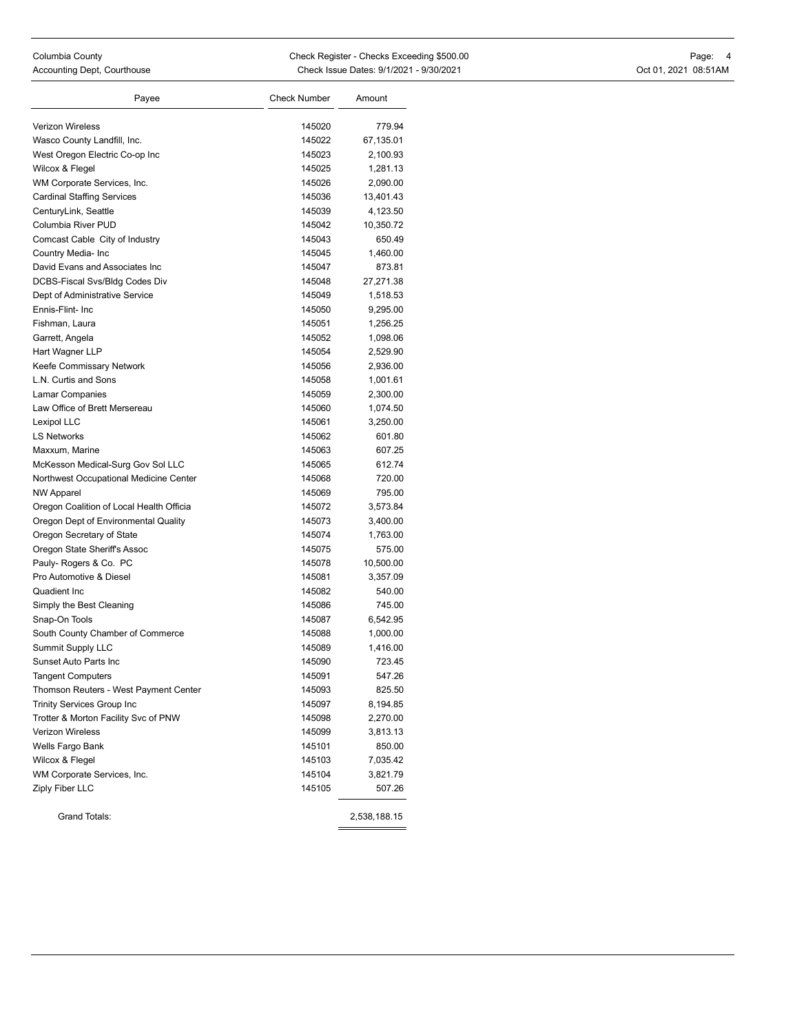| Payee | Check Number | Amount |
|---|---|---|
| Verizon Wireless | 145020 | 779.94 |
| Wasco County Landfill, Inc. | 145022 | 67,135.01 |
| West Oregon Electric Co-op Inc | 145023 | 2,100.93 |
| Wilcox & Flegel | 145025 | 1,281.13 |
| WM Corporate Services, Inc. | 145026 | 2,090.00 |
| Cardinal Staffing Services | 145036 | 13,401.43 |
| CenturyLink, Seattle | 145039 | 4,123.50 |
| Columbia River PUD | 145042 | 10,350.72 |
| Comcast Cable City of Industry | 145043 | 650.49 |
| Country Media- Inc | 145045 | 1,460.00 |
| David Evans and Associates Inc | 145047 | 873.81 |
| DCBS-Fiscal Svs/Bldg Codes Div | 145048 | 27,271.38 |
| Dept of Administrative Service | 145049 | 1,518.53 |
| Ennis-Flint- Inc | 145050 | 9,295.00 |
| Fishman, Laura | 145051 | 1,256.25 |
| Garrett, Angela | 145052 | 1,098.06 |
| Hart Wagner LLP | 145054 | 2,529.90 |
| Keefe Commissary Network | 145056 | 2,936.00 |
| L.N. Curtis and Sons | 145058 | 1,001.61 |
| Lamar Companies | 145059 | 2,300.00 |
| Law Office of Brett Mersereau | 145060 | 1,074.50 |
| Lexipol LLC | 145061 | 3,250.00 |
| LS Networks | 145062 | 601.80 |
| Maxxum, Marine | 145063 | 607.25 |
| McKesson Medical-Surg Gov Sol LLC | 145065 | 612.74 |
| Northwest Occupational Medicine Center | 145068 | 720.00 |
| NW Apparel | 145069 | 795.00 |
| Oregon Coalition of Local Health Officia | 145072 | 3,573.84 |
| Oregon Dept of Environmental Quality | 145073 | 3,400.00 |
| Oregon Secretary of State | 145074 | 1,763.00 |
| Oregon State Sheriff's Assoc | 145075 | 575.00 |
| Pauly- Rogers & Co. PC | 145078 | 10,500.00 |
| Pro Automotive & Diesel | 145081 | 3,357.09 |
| Quadient Inc | 145082 | 540.00 |
| Simply the Best Cleaning | 145086 | 745.00 |
| Snap-On Tools | 145087 | 6,542.95 |
| South County Chamber of Commerce | 145088 | 1,000.00 |
| Summit Supply LLC | 145089 | 1,416.00 |
| Sunset Auto Parts Inc | 145090 | 723.45 |
| Tangent Computers | 145091 | 547.26 |
| Thomson Reuters - West Payment Center | 145093 | 825.50 |
| Trinity Services Group Inc | 145097 | 8,194.85 |
| Trotter & Morton Facility Svc of PNW | 145098 | 2,270.00 |
| Verizon Wireless | 145099 | 3,813.13 |
| Wells Fargo Bank | 145101 | 850.00 |
| Wilcox & Flegel | 145103 | 7,035.42 |
| WM Corporate Services, Inc. | 145104 | 3,821.79 |
| Ziply Fiber LLC | 145105 | 507.26 |
| Grand Totals: | | 2,538,188.15 |